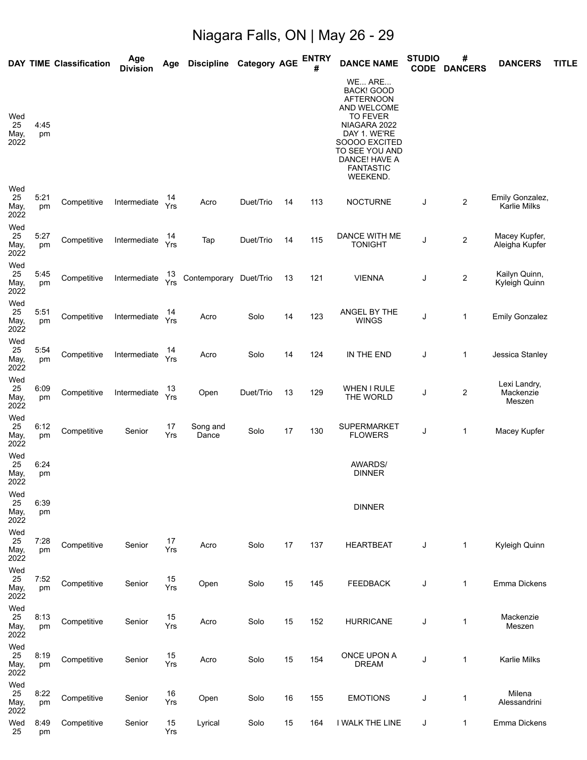# Niagara Falls, ON | May 26 - 29

| DAY | TIME | Classification | Age Division | Age | Discipline | Category | AGE | ENTRY # | DANCE NAME | STUDIO CODE | # DANCERS | DANCERS | TITLE |
|---|---|---|---|---|---|---|---|---|---|---|---|---|---|
| Wed 25 May, 2022 | 4:45 pm | | | | | | | | WE... ARE... BACK! GOOD AFTERNOON AND WELCOME TO FEVER NIAGARA 2022 DAY 1. WE'RE SOOOO EXCITED TO SEE YOU AND DANCE! HAVE A FANTASTIC WEEKEND. | | | | |
| Wed 25 May, 2022 | 5:21 pm | Competitive | Intermediate | 14 Yrs | Acro | Duet/Trio | 14 | 113 | NOCTURNE | J | 2 | Emily Gonzalez, Karlie Milks | |
| Wed 25 May, 2022 | 5:27 pm | Competitive | Intermediate | 14 Yrs | Tap | Duet/Trio | 14 | 115 | DANCE WITH ME TONIGHT | J | 2 | Macey Kupfer, Aleigha Kupfer | |
| Wed 25 May, 2022 | 5:45 pm | Competitive | Intermediate | 13 Yrs | Contemporary | Duet/Trio | 13 | 121 | VIENNA | J | 2 | Kailyn Quinn, Kyleigh Quinn | |
| Wed 25 May, 2022 | 5:51 pm | Competitive | Intermediate | 14 Yrs | Acro | Solo | 14 | 123 | ANGEL BY THE WINGS | J | 1 | Emily Gonzalez | |
| Wed 25 May, 2022 | 5:54 pm | Competitive | Intermediate | 14 Yrs | Acro | Solo | 14 | 124 | IN THE END | J | 1 | Jessica Stanley | |
| Wed 25 May, 2022 | 6:09 pm | Competitive | Intermediate | 13 Yrs | Open | Duet/Trio | 13 | 129 | WHEN I RULE THE WORLD | J | 2 | Lexi Landry, Mackenzie Meszen | |
| Wed 25 May, 2022 | 6:12 pm | Competitive | Senior | 17 Yrs | Song and Dance | Solo | 17 | 130 | SUPERMARKET FLOWERS | J | 1 | Macey Kupfer | |
| Wed 25 May, 2022 | 6:24 pm | | | | | | | | AWARDS/ DINNER | | | | |
| Wed 25 May, 2022 | 6:39 pm | | | | | | | | DINNER | | | | |
| Wed 25 May, 2022 | 7:28 pm | Competitive | Senior | 17 Yrs | Acro | Solo | 17 | 137 | HEARTBEAT | J | 1 | Kyleigh Quinn | |
| Wed 25 May, 2022 | 7:52 pm | Competitive | Senior | 15 Yrs | Open | Solo | 15 | 145 | FEEDBACK | J | 1 | Emma Dickens | |
| Wed 25 May, 2022 | 8:13 pm | Competitive | Senior | 15 Yrs | Acro | Solo | 15 | 152 | HURRICANE | J | 1 | Mackenzie Meszen | |
| Wed 25 May, 2022 | 8:19 pm | Competitive | Senior | 15 Yrs | Acro | Solo | 15 | 154 | ONCE UPON A DREAM | J | 1 | Karlie Milks | |
| Wed 25 May, 2022 | 8:22 pm | Competitive | Senior | 16 Yrs | Open | Solo | 16 | 155 | EMOTIONS | J | 1 | Milena Alessandrini | |
| Wed 25 | 8:49 pm | Competitive | Senior | 15 Yrs | Lyrical | Solo | 15 | 164 | I WALK THE LINE | J | 1 | Emma Dickens | |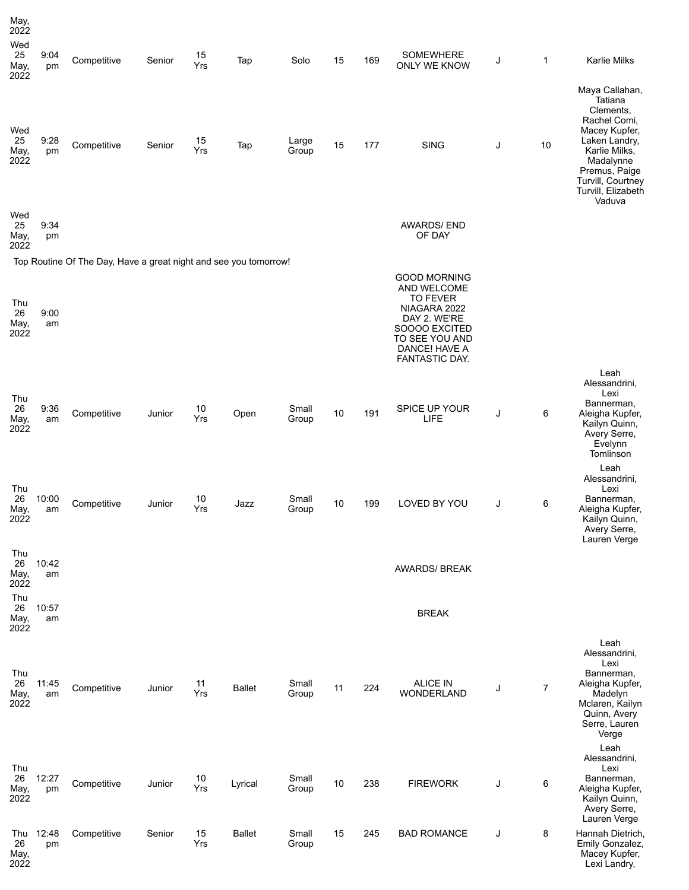| | | | | | | | | | | | | |
|---|---|---|---|---|---|---|---|---|---|---|---|---|
| May, 2022 | | | | | | | | | | | | |
| Wed 25 May, 2022 | 9:04 pm | Competitive | Senior | 15 Yrs | Tap | Solo | 15 | 169 | SOMEWHERE ONLY WE KNOW | J | 1 | Karlie Milks |
| Wed 25 May, 2022 | 9:28 pm | Competitive | Senior | 15 Yrs | Tap | Large Group | 15 | 177 | SING | J | 10 | Maya Callahan, Tatiana Clements, Rachel Comi, Macey Kupfer, Laken Landry, Karlie Milks, Madalynne Premus, Paige Turvill, Courtney Turvill, Elizabeth Vaduva |
| Wed 25 May, 2022 | 9:34 pm | | | | | | | | AWARDS/ END OF DAY | | | |
| Top Routine Of The Day, Have a great night and see you tomorrow! | | | | | | | | | | | | |
| Thu 26 May, 2022 | 9:00 am | | | | | | | | GOOD MORNING AND WELCOME TO FEVER NIAGARA 2022 DAY 2. WE'RE SOOOO EXCITED TO SEE YOU AND DANCE! HAVE A FANTASTIC DAY. | | | |
| Thu 26 May, 2022 | 9:36 am | Competitive | Junior | 10 Yrs | Open | Small Group | 10 | 191 | SPICE UP YOUR LIFE | J | 6 | Leah Alessandrini, Lexi Bannerman, Aleigha Kupfer, Kailyn Quinn, Avery Serre, Evelynn Tomlinson |
| Thu 26 May, 2022 | 10:00 am | Competitive | Junior | 10 Yrs | Jazz | Small Group | 10 | 199 | LOVED BY YOU | J | 6 | Leah Alessandrini, Lexi Bannerman, Aleigha Kupfer, Kailyn Quinn, Avery Serre, Lauren Verge |
| Thu 26 May, 2022 | 10:42 am | | | | | | | | AWARDS/ BREAK | | | |
| Thu 26 May, 2022 | 10:57 am | | | | | | | | BREAK | | | |
| Thu 26 May, 2022 | 11:45 am | Competitive | Junior | 11 Yrs | Ballet | Small Group | 11 | 224 | ALICE IN WONDERLAND | J | 7 | Leah Alessandrini, Lexi Bannerman, Aleigha Kupfer, Madelyn Mclaren, Kailyn Quinn, Avery Serre, Lauren Verge |
| Thu 26 May, 2022 | 12:27 pm | Competitive | Junior | 10 Yrs | Lyrical | Small Group | 10 | 238 | FIREWORK | J | 6 | Leah Alessandrini, Lexi Bannerman, Aleigha Kupfer, Kailyn Quinn, Avery Serre, Lauren Verge |
| Thu 26 May, 2022 | 12:48 pm | Competitive | Senior | 15 Yrs | Ballet | Small Group | 15 | 245 | BAD ROMANCE | J | 8 | Hannah Dietrich, Emily Gonzalez, Macey Kupfer, Lexi Landry, |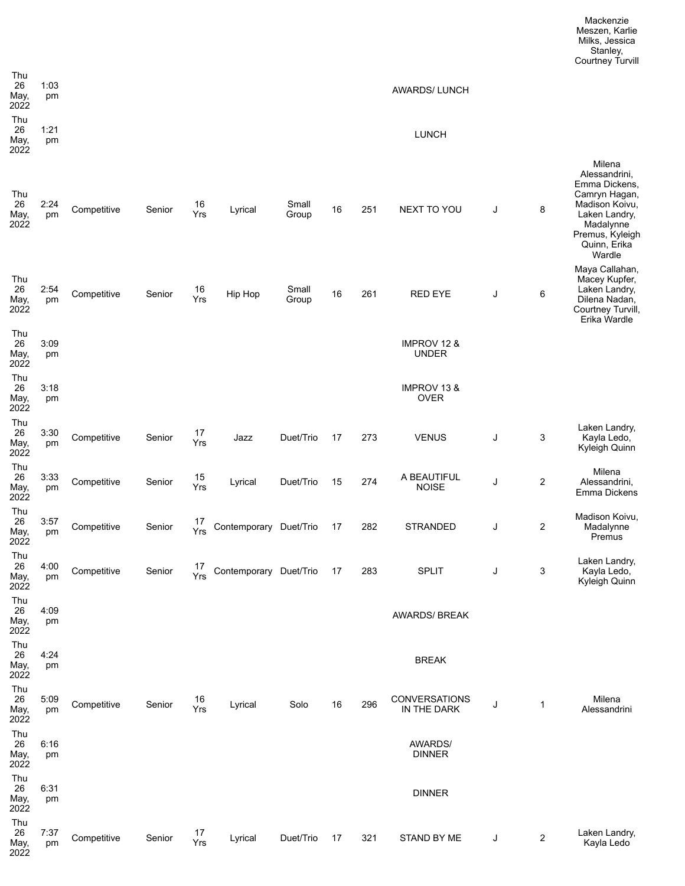| | | | | | | | | | | | | |
|---|---|---|---|---|---|---|---|---|---|---|---|---|
| | | | | | | | | | | | | Mackenzie Meszen, Karlie Milks, Jessica Stanley, Courtney Turvill |
| Thu 26 May, 2022 | 1:03 pm | | | | | | | | AWARDS/ LUNCH | | | |
| Thu 26 May, 2022 | 1:21 pm | | | | | | | | LUNCH | | | |
| Thu 26 May, 2022 | 2:24 pm | Competitive | Senior | 16 Yrs | Lyrical | Small Group | 16 | 251 | NEXT TO YOU | J | 8 | Milena Alessandrini, Emma Dickens, Camryn Hagan, Madison Koivu, Laken Landry, Madalynne Premus, Kyleigh Quinn, Erika Wardle |
| Thu 26 May, 2022 | 2:54 pm | Competitive | Senior | 16 Yrs | Hip Hop | Small Group | 16 | 261 | RED EYE | J | 6 | Maya Callahan, Macey Kupfer, Laken Landry, Dilena Nadan, Courtney Turvill, Erika Wardle |
| Thu 26 May, 2022 | 3:09 pm | | | | | | | | IMPROV 12 & UNDER | | | |
| Thu 26 May, 2022 | 3:18 pm | | | | | | | | IMPROV 13 & OVER | | | |
| Thu 26 May, 2022 | 3:30 pm | Competitive | Senior | 17 Yrs | Jazz | Duet/Trio | 17 | 273 | VENUS | J | 3 | Laken Landry, Kayla Ledo, Kyleigh Quinn |
| Thu 26 May, 2022 | 3:33 pm | Competitive | Senior | 15 Yrs | Lyrical | Duet/Trio | 15 | 274 | A BEAUTIFUL NOISE | J | 2 | Milena Alessandrini, Emma Dickens |
| Thu 26 May, 2022 | 3:57 pm | Competitive | Senior | 17 Yrs | Contemporary | Duet/Trio | 17 | 282 | STRANDED | J | 2 | Madison Koivu, Madalynne Premus |
| Thu 26 May, 2022 | 4:00 pm | Competitive | Senior | 17 Yrs | Contemporary | Duet/Trio | 17 | 283 | SPLIT | J | 3 | Laken Landry, Kayla Ledo, Kyleigh Quinn |
| Thu 26 May, 2022 | 4:09 pm | | | | | | | | AWARDS/ BREAK | | | |
| Thu 26 May, 2022 | 4:24 pm | | | | | | | | BREAK | | | |
| Thu 26 May, 2022 | 5:09 pm | Competitive | Senior | 16 Yrs | Lyrical | Solo | 16 | 296 | CONVERSATIONS IN THE DARK | J | 1 | Milena Alessandrini |
| Thu 26 May, 2022 | 6:16 pm | | | | | | | | AWARDS/ DINNER | | | |
| Thu 26 May, 2022 | 6:31 pm | | | | | | | | DINNER | | | |
| Thu 26 May, 2022 | 7:37 pm | Competitive | Senior | 17 Yrs | Lyrical | Duet/Trio | 17 | 321 | STAND BY ME | J | 2 | Laken Landry, Kayla Ledo |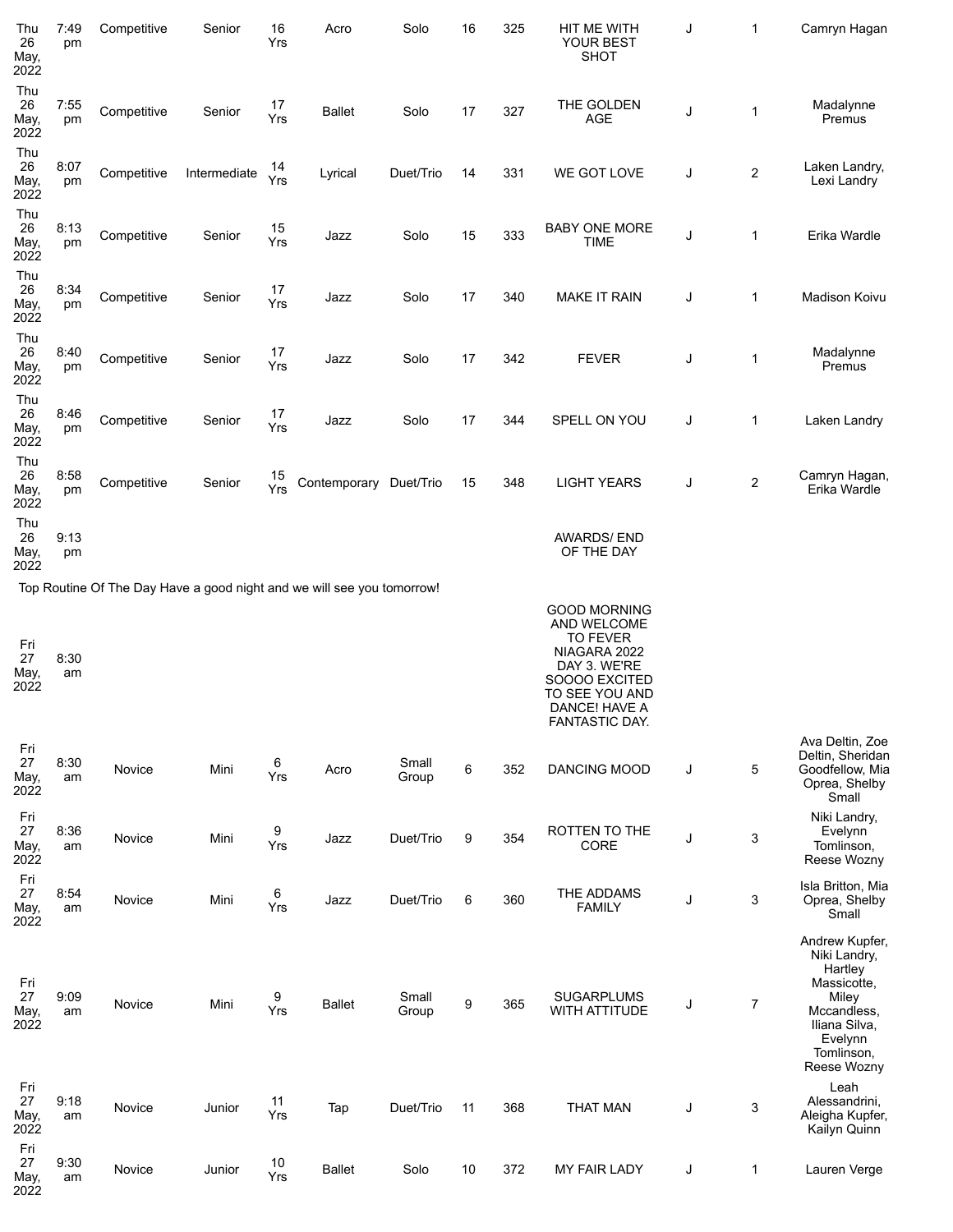| | | | | | | | | | | | | |
|---|---|---|---|---|---|---|---|---|---|---|---|---|
| Thu 26 May, 2022 | 7:49 pm | Competitive | Senior | 16 Yrs | Acro | Solo | 16 | 325 | HIT ME WITH YOUR BEST SHOT | J | 1 | Camryn Hagan |
| Thu 26 May, 2022 | 7:55 pm | Competitive | Senior | 17 Yrs | Ballet | Solo | 17 | 327 | THE GOLDEN AGE | J | 1 | Madalynne Premus |
| Thu 26 May, 2022 | 8:07 pm | Competitive | Intermediate | 14 Yrs | Lyrical | Duet/Trio | 14 | 331 | WE GOT LOVE | J | 2 | Laken Landry, Lexi Landry |
| Thu 26 May, 2022 | 8:13 pm | Competitive | Senior | 15 Yrs | Jazz | Solo | 15 | 333 | BABY ONE MORE TIME | J | 1 | Erika Wardle |
| Thu 26 May, 2022 | 8:34 pm | Competitive | Senior | 17 Yrs | Jazz | Solo | 17 | 340 | MAKE IT RAIN | J | 1 | Madison Koivu |
| Thu 26 May, 2022 | 8:40 pm | Competitive | Senior | 17 Yrs | Jazz | Solo | 17 | 342 | FEVER | J | 1 | Madalynne Premus |
| Thu 26 May, 2022 | 8:46 pm | Competitive | Senior | 17 Yrs | Jazz | Solo | 17 | 344 | SPELL ON YOU | J | 1 | Laken Landry |
| Thu 26 May, 2022 | 8:58 pm | Competitive | Senior | 15 Yrs | Contemporary | Duet/Trio | 15 | 348 | LIGHT YEARS | J | 2 | Camryn Hagan, Erika Wardle |
| Thu 26 May, 2022 | 9:13 pm | | | | | | | | AWARDS/ END OF THE DAY | | | |

Top Routine Of The Day Have a good night and we will see you tomorrow!

| | | | | | | | | | | | | |
|---|---|---|---|---|---|---|---|---|---|---|---|---|
| Fri 27 May, 2022 | 8:30 am | | | | | | | | GOOD MORNING AND WELCOME TO FEVER NIAGARA 2022 DAY 3. WE'RE SOOOO EXCITED TO SEE YOU AND DANCE! HAVE A FANTASTIC DAY. | | | |
| Fri 27 May, 2022 | 8:30 am | Novice | Mini | 6 Yrs | Acro | Small Group | 6 | 352 | DANCING MOOD | J | 5 | Ava Deltin, Zoe Deltin, Sheridan Goodfellow, Mia Oprea, Shelby Small |
| Fri 27 May, 2022 | 8:36 am | Novice | Mini | 9 Yrs | Jazz | Duet/Trio | 9 | 354 | ROTTEN TO THE CORE | J | 3 | Niki Landry, Evelynn Tomlinson, Reese Wozny |
| Fri 27 May, 2022 | 8:54 am | Novice | Mini | 6 Yrs | Jazz | Duet/Trio | 6 | 360 | THE ADDAMS FAMILY | J | 3 | Isla Britton, Mia Oprea, Shelby Small |
| Fri 27 May, 2022 | 9:09 am | Novice | Mini | 9 Yrs | Ballet | Small Group | 9 | 365 | SUGARPLUMS WITH ATTITUDE | J | 7 | Andrew Kupfer, Niki Landry, Hartley Massicotte, Miley Mccandless, Iliana Silva, Evelynn Tomlinson, Reese Wozny |
| Fri 27 May, 2022 | 9:18 am | Novice | Junior | 11 Yrs | Tap | Duet/Trio | 11 | 368 | THAT MAN | J | 3 | Leah Alessandrini, Aleigha Kupfer, Kailyn Quinn |
| Fri 27 May, 2022 | 9:30 am | Novice | Junior | 10 Yrs | Ballet | Solo | 10 | 372 | MY FAIR LADY | J | 1 | Lauren Verge |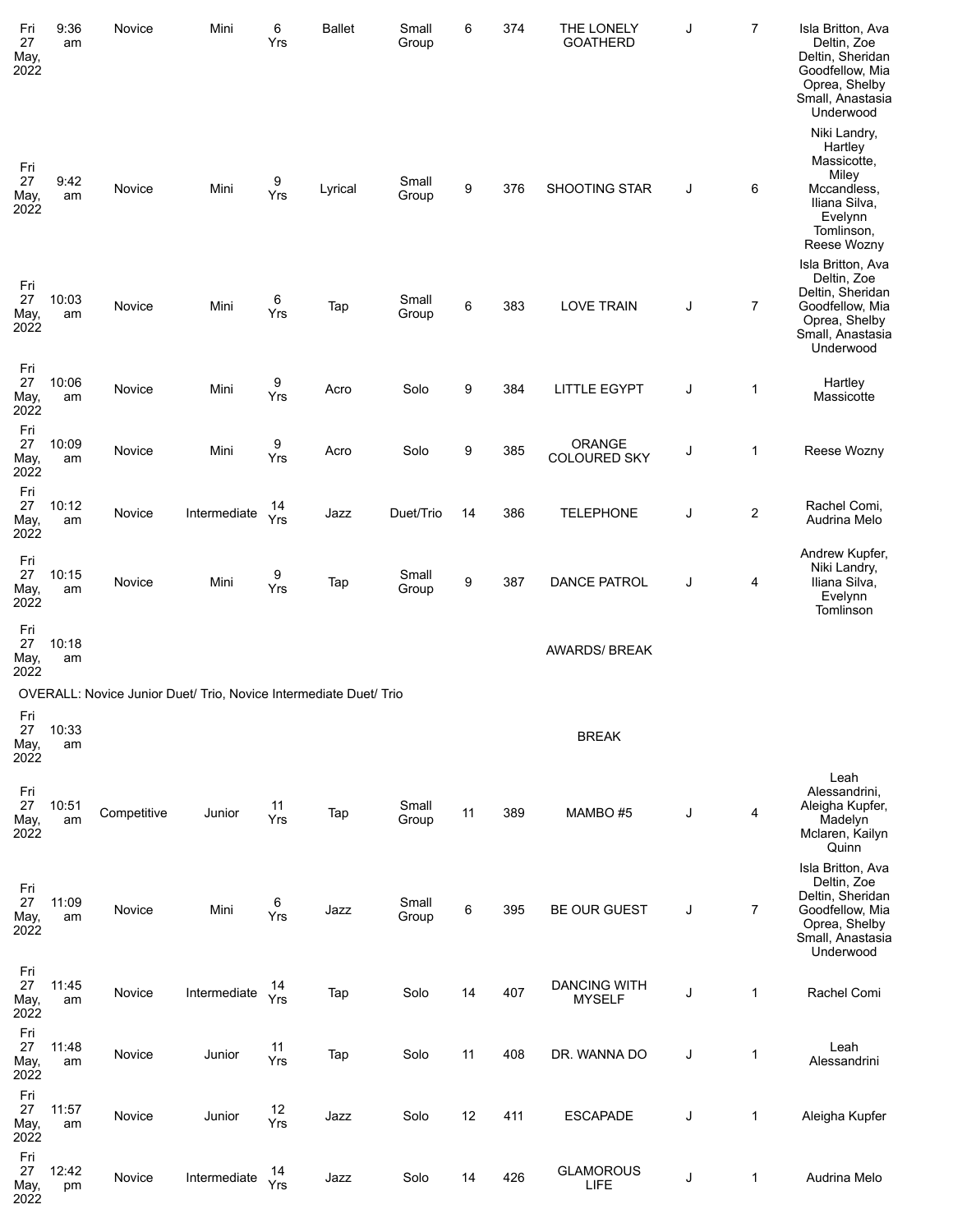| | | | | | | | | | | | | |
|---|---|---|---|---|---|---|---|---|---|---|---|---|
| Fri 27 May, 2022 | 9:36 am | Novice | Mini | 6 Yrs | Ballet | Small Group | 6 | 374 | THE LONELY GOATHERD | J | 7 | Isla Britton, Ava Deltin, Zoe Deltin, Sheridan Goodfellow, Mia Oprea, Shelby Small, Anastasia Underwood |
| Fri 27 May, 2022 | 9:42 am | Novice | Mini | 9 Yrs | Lyrical | Small Group | 9 | 376 | SHOOTING STAR | J | 6 | Niki Landry, Hartley Massicotte, Miley Mccandless, Iliana Silva, Evelynn Tomlinson, Reese Wozny |
| Fri 27 May, 2022 | 10:03 am | Novice | Mini | 6 Yrs | Tap | Small Group | 6 | 383 | LOVE TRAIN | J | 7 | Isla Britton, Ava Deltin, Zoe Deltin, Sheridan Goodfellow, Mia Oprea, Shelby Small, Anastasia Underwood |
| Fri 27 May, 2022 | 10:06 am | Novice | Mini | 9 Yrs | Acro | Solo | 9 | 384 | LITTLE EGYPT | J | 1 | Hartley Massicotte |
| Fri 27 May, 2022 | 10:09 am | Novice | Mini | 9 Yrs | Acro | Solo | 9 | 385 | ORANGE COLOURED SKY | J | 1 | Reese Wozny |
| Fri 27 May, 2022 | 10:12 am | Novice | Intermediate | 14 Yrs | Jazz | Duet/Trio | 14 | 386 | TELEPHONE | J | 2 | Rachel Comi, Audrina Melo |
| Fri 27 May, 2022 | 10:15 am | Novice | Mini | 9 Yrs | Tap | Small Group | 9 | 387 | DANCE PATROL | J | 4 | Andrew Kupfer, Niki Landry, Iliana Silva, Evelynn Tomlinson |
| Fri 27 May, 2022 | 10:18 am | | | | | | | | AWARDS/ BREAK | | | |
| OVERALL: Novice Junior Duet/ Trio, Novice Intermediate Duet/ Trio | | | | | | | | | | | | |
| Fri 27 May, 2022 | 10:33 am | | | | | | | | BREAK | | | |
| Fri 27 May, 2022 | 10:51 am | Competitive | Junior | 11 Yrs | Tap | Small Group | 11 | 389 | MAMBO #5 | J | 4 | Leah Alessandrini, Aleigha Kupfer, Madelyn Mclaren, Kailyn Quinn |
| Fri 27 May, 2022 | 11:09 am | Novice | Mini | 6 Yrs | Jazz | Small Group | 6 | 395 | BE OUR GUEST | J | 7 | Isla Britton, Ava Deltin, Zoe Deltin, Sheridan Goodfellow, Mia Oprea, Shelby Small, Anastasia Underwood |
| Fri 27 May, 2022 | 11:45 am | Novice | Intermediate | 14 Yrs | Tap | Solo | 14 | 407 | DANCING WITH MYSELF | J | 1 | Rachel Comi |
| Fri 27 May, 2022 | 11:48 am | Novice | Junior | 11 Yrs | Tap | Solo | 11 | 408 | DR. WANNA DO | J | 1 | Leah Alessandrini |
| Fri 27 May, 2022 | 11:57 am | Novice | Junior | 12 Yrs | Jazz | Solo | 12 | 411 | ESCAPADE | J | 1 | Aleigha Kupfer |
| Fri 27 May, 2022 | 12:42 pm | Novice | Intermediate | 14 Yrs | Jazz | Solo | 14 | 426 | GLAMOROUS LIFE | J | 1 | Audrina Melo |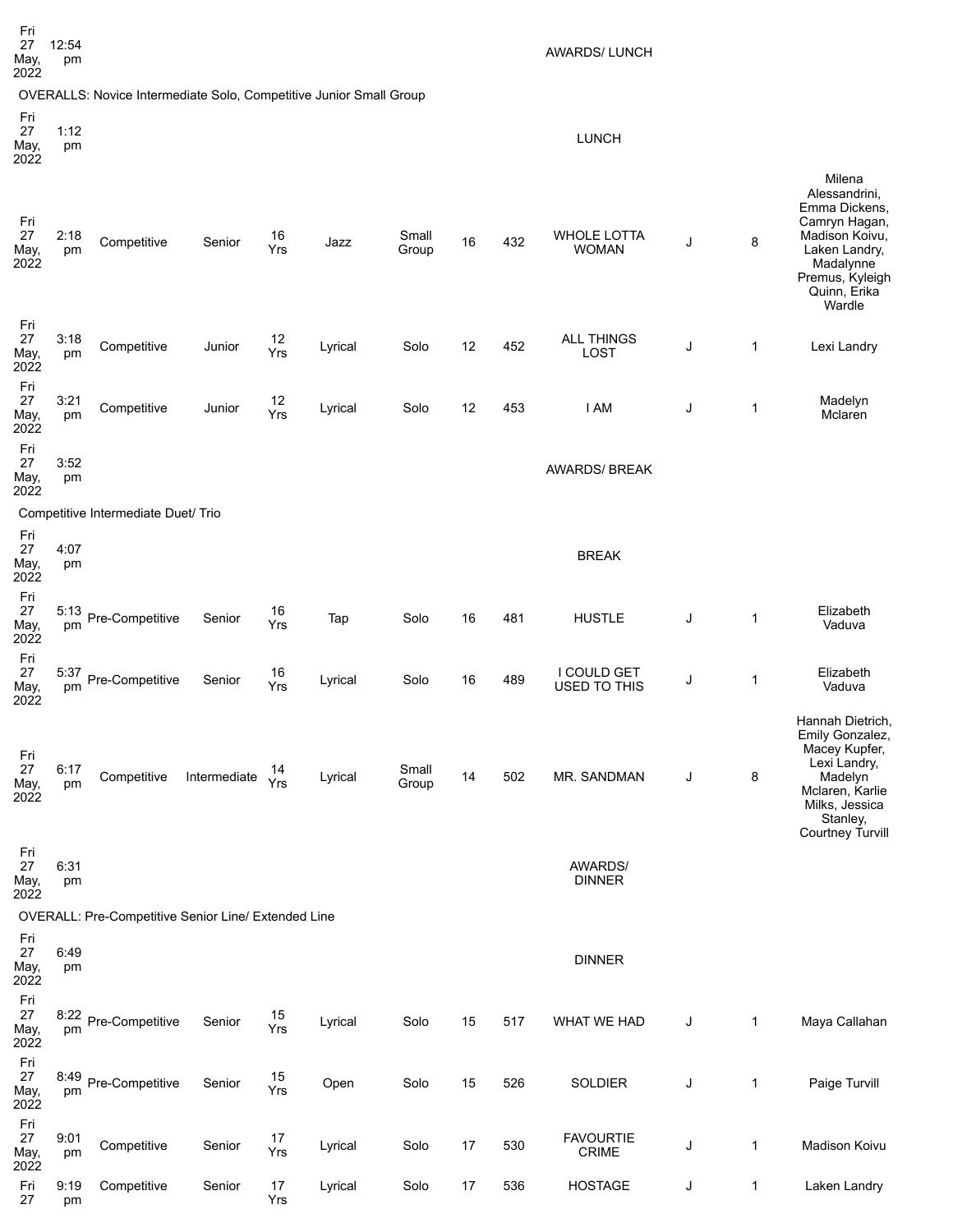| | | | | | | | | | | | | |
|---|---|---|---|---|---|---|---|---|---|---|---|---|
| Fri 27 May, 2022 | 12:54 pm | | | | | | | | AWARDS/ LUNCH | | | |
| OVERALLS: Novice Intermediate Solo, Competitive Junior Small Group | | | | | | | | | | | | |
| Fri 27 May, 2022 | 1:12 pm | | | | | | | | LUNCH | | | |
| Fri 27 May, 2022 | 2:18 pm | Competitive | Senior | 16 Yrs | Jazz | Small Group | 16 | 432 | WHOLE LOTTA WOMAN | J | 8 | Milena Alessandrini, Emma Dickens, Camryn Hagan, Madison Koivu, Laken Landry, Madalynne Premus, Kyleigh Quinn, Erika Wardle |
| Fri 27 May, 2022 | 3:18 pm | Competitive | Junior | 12 Yrs | Lyrical | Solo | 12 | 452 | ALL THINGS LOST | J | 1 | Lexi Landry |
| Fri 27 May, 2022 | 3:21 pm | Competitive | Junior | 12 Yrs | Lyrical | Solo | 12 | 453 | I AM | J | 1 | Madelyn Mclaren |
| Fri 27 May, 2022 | 3:52 pm | | | | | | | | AWARDS/ BREAK | | | |
| Competitive Intermediate Duet/ Trio | | | | | | | | | | | | |
| Fri 27 May, 2022 | 4:07 pm | | | | | | | | BREAK | | | |
| Fri 27 May, 2022 | 5:13 pm | Pre-Competitive | Senior | 16 Yrs | Tap | Solo | 16 | 481 | HUSTLE | J | 1 | Elizabeth Vaduva |
| Fri 27 May, 2022 | 5:37 pm | Pre-Competitive | Senior | 16 Yrs | Lyrical | Solo | 16 | 489 | I COULD GET USED TO THIS | J | 1 | Elizabeth Vaduva |
| Fri 27 May, 2022 | 6:17 pm | Competitive | Intermediate | 14 Yrs | Lyrical | Small Group | 14 | 502 | MR. SANDMAN | J | 8 | Hannah Dietrich, Emily Gonzalez, Macey Kupfer, Lexi Landry, Madelyn Mclaren, Karlie Milks, Jessica Stanley, Courtney Turvill |
| Fri 27 May, 2022 | 6:31 pm | | | | | | | | AWARDS/ DINNER | | | |
| OVERALL: Pre-Competitive Senior Line/ Extended Line | | | | | | | | | | | | |
| Fri 27 May, 2022 | 6:49 pm | | | | | | | | DINNER | | | |
| Fri 27 May, 2022 | 8:22 pm | Pre-Competitive | Senior | 15 Yrs | Lyrical | Solo | 15 | 517 | WHAT WE HAD | J | 1 | Maya Callahan |
| Fri 27 May, 2022 | 8:49 pm | Pre-Competitive | Senior | 15 Yrs | Open | Solo | 15 | 526 | SOLDIER | J | 1 | Paige Turvill |
| Fri 27 May, 2022 | 9:01 pm | Competitive | Senior | 17 Yrs | Lyrical | Solo | 17 | 530 | FAVOURTIE CRIME | J | 1 | Madison Koivu |
| Fri 27 | 9:19 pm | Competitive | Senior | 17 Yrs | Lyrical | Solo | 17 | 536 | HOSTAGE | J | 1 | Laken Landry |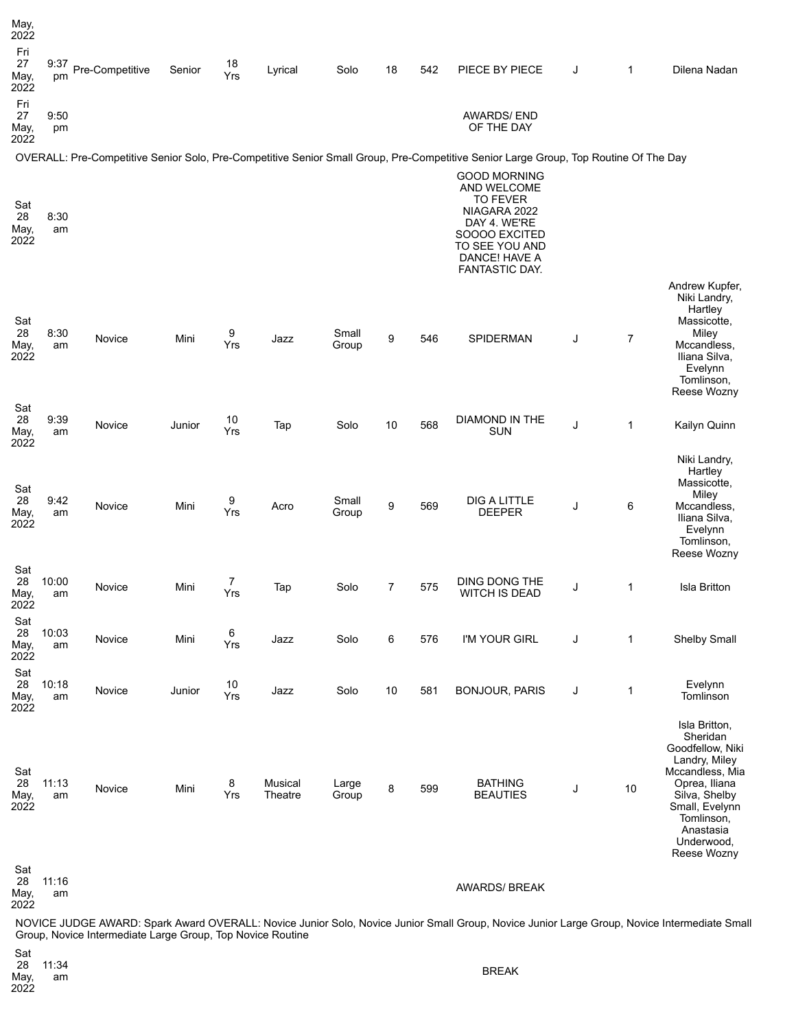| | | | | | | | | | | | | |
|---|---|---|---|---|---|---|---|---|---|---|---|---|
| May, 2022 | | | | | | | | | | | | |
| Fri 27 May, 2022 | 9:37 pm | Pre-Competitive | Senior | 18 Yrs | Lyrical | Solo | 18 | 542 | PIECE BY PIECE | J | 1 | Dilena Nadan |
| Fri 27 May, 2022 | 9:50 pm | | | | | | | | AWARDS/ END OF THE DAY | | | |

OVERALL: Pre-Competitive Senior Solo, Pre-Competitive Senior Small Group, Pre-Competitive Senior Large Group, Top Routine Of The Day

| | | | | | | | | | | | | |
|---|---|---|---|---|---|---|---|---|---|---|---|---|
| Sat 28 May, 2022 | 8:30 am | | | | | | | | GOOD MORNING AND WELCOME TO FEVER NIAGARA 2022 DAY 4. WE'RE SOOOO EXCITED TO SEE YOU AND DANCE! HAVE A FANTASTIC DAY. | | | |
| Sat 28 May, 2022 | 8:30 am | Novice | Mini | 9 Yrs | Jazz | Small Group | 9 | 546 | SPIDERMAN | J | 7 | Andrew Kupfer, Niki Landry, Hartley Massicotte, Miley Mccandless, Iliana Silva, Evelynn Tomlinson, Reese Wozny |
| Sat 28 May, 2022 | 9:39 am | Novice | Junior | 10 Yrs | Tap | Solo | 10 | 568 | DIAMOND IN THE SUN | J | 1 | Kailyn Quinn |
| Sat 28 May, 2022 | 9:42 am | Novice | Mini | 9 Yrs | Acro | Small Group | 9 | 569 | DIG A LITTLE DEEPER | J | 6 | Niki Landry, Hartley Massicotte, Miley Mccandless, Iliana Silva, Evelynn Tomlinson, Reese Wozny |
| Sat 28 May, 2022 | 10:00 am | Novice | Mini | 7 Yrs | Tap | Solo | 7 | 575 | DING DONG THE WITCH IS DEAD | J | 1 | Isla Britton |
| Sat 28 May, 2022 | 10:03 am | Novice | Mini | 6 Yrs | Jazz | Solo | 6 | 576 | I'M YOUR GIRL | J | 1 | Shelby Small |
| Sat 28 May, 2022 | 10:18 am | Novice | Junior | 10 Yrs | Jazz | Solo | 10 | 581 | BONJOUR, PARIS | J | 1 | Evelynn Tomlinson |
| Sat 28 May, 2022 | 11:13 am | Novice | Mini | 8 Yrs | Musical Theatre | Large Group | 8 | 599 | BATHING BEAUTIES | J | 10 | Isla Britton, Sheridan Goodfellow, Niki Landry, Miley Mccandless, Mia Oprea, Iliana Silva, Shelby Small, Evelynn Tomlinson, Anastasia Underwood, Reese Wozny |
| Sat 28 May, 2022 | 11:16 am | | | | | | | | AWARDS/ BREAK | | | |

NOVICE JUDGE AWARD: Spark Award OVERALL: Novice Junior Solo, Novice Junior Small Group, Novice Junior Large Group, Novice Intermediate Small Group, Novice Intermediate Large Group, Top Novice Routine

| | | | | | | | | | | | | |
|---|---|---|---|---|---|---|---|---|---|---|---|---|
| Sat 28 May, 2022 | 11:34 am | | | | | | | | BREAK | | | |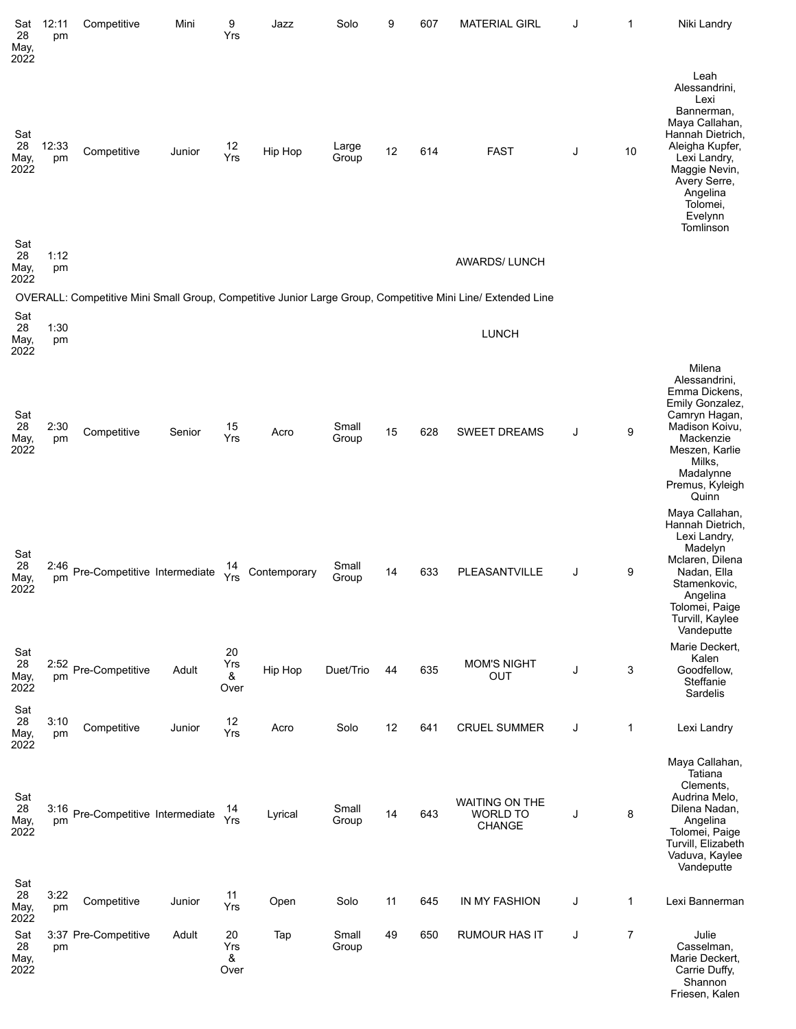| Sat 28 May, 2022 | 12:11 pm | Competitive | Mini | 9 Yrs | Jazz | Solo | 9 | 607 | MATERIAL GIRL | J | 1 | Niki Landry |
|---|---|---|---|---|---|---|---|---|---|---|---|---|
| Sat 28 May, 2022 | 12:33 pm | Competitive | Junior | 12 Yrs | Hip Hop | Large Group | 12 | 614 | FAST | J | 10 | Leah Alessandrini, Lexi Bannerman, Maya Callahan, Hannah Dietrich, Aleigha Kupfer, Lexi Landry, Maggie Nevin, Avery Serre, Angelina Tolomei, Evelynn Tomlinson |
| Sat 28 May, 2022 | 1:12 pm | | | | | | | | AWARDS/ LUNCH | | | |
| OVERALL: Competitive Mini Small Group, Competitive Junior Large Group, Competitive Mini Line/ Extended Line | | | | | | | | | | | | |
| Sat 28 May, 2022 | 1:30 pm | | | | | | | | LUNCH | | | |
| Sat 28 May, 2022 | 2:30 pm | Competitive | Senior | 15 Yrs | Acro | Small Group | 15 | 628 | SWEET DREAMS | J | 9 | Milena Alessandrini, Emma Dickens, Emily Gonzalez, Camryn Hagan, Madison Koivu, Mackenzie Meszen, Karlie Milks, Madalynne Premus, Kyleigh Quinn |
| Sat 28 May, 2022 | 2:46 pm | Pre-Competitive | Intermediate | 14 Yrs | Contemporary | Small Group | 14 | 633 | PLEASANTVILLE | J | 9 | Maya Callahan, Hannah Dietrich, Lexi Landry, Madelyn Mclaren, Dilena Nadan, Ella Stamenkovic, Angelina Tolomei, Paige Turvill, Kaylee Vandeputte |
| Sat 28 May, 2022 | 2:52 pm | Pre-Competitive | Adult | 20 Yrs & Over | Hip Hop | Duet/Trio | 44 | 635 | MOM'S NIGHT OUT | J | 3 | Marie Deckert, Kalen Goodfellow, Steffanie Sardelis |
| Sat 28 May, 2022 | 3:10 pm | Competitive | Junior | 12 Yrs | Acro | Solo | 12 | 641 | CRUEL SUMMER | J | 1 | Lexi Landry |
| Sat 28 May, 2022 | 3:16 pm | Pre-Competitive | Intermediate | 14 Yrs | Lyrical | Small Group | 14 | 643 | WAITING ON THE WORLD TO CHANGE | J | 8 | Maya Callahan, Tatiana Clements, Audrina Melo, Dilena Nadan, Angelina Tolomei, Paige Turvill, Elizabeth Vaduva, Kaylee Vandeputte |
| Sat 28 May, 2022 | 3:22 pm | Competitive | Junior | 11 Yrs | Open | Solo | 11 | 645 | IN MY FASHION | J | 1 | Lexi Bannerman |
| Sat 28 May, 2022 | 3:37 pm | Pre-Competitive | Adult | 20 Yrs & Over | Tap | Small Group | 49 | 650 | RUMOUR HAS IT | J | 7 | Julie Casselman, Marie Deckert, Carrie Duffy, Shannon Friesen, Kalen |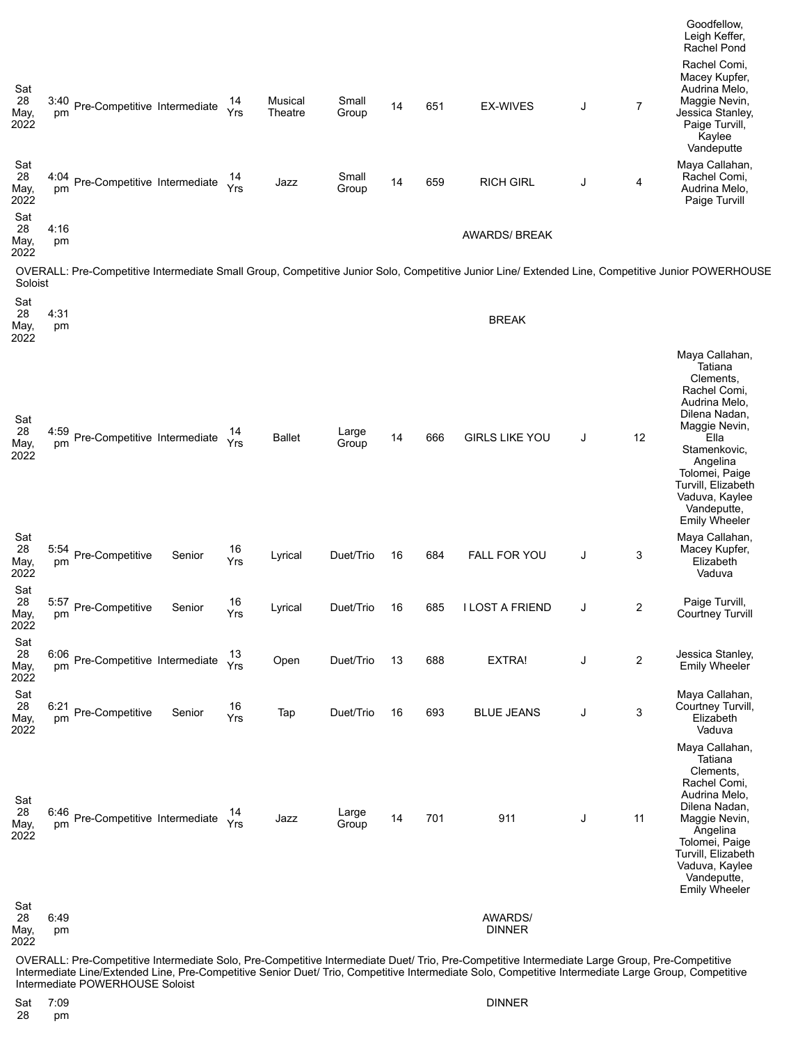| | | | | | | | | | | | | Goodfellow, Leigh Keffer, Rachel Pond |
|---|---|---|---|---|---|---|---|---|---|---|---|---|
| Sat 28 May, 2022 | 3:40 pm | Pre-Competitive | Intermediate | 14 Yrs | Musical Theatre | Small Group | 14 | 651 | EX-WIVES | J | 7 | Rachel Comi, Macey Kupfer, Audrina Melo, Maggie Nevin, Jessica Stanley, Paige Turvill, Kaylee Vandeputte |
| Sat 28 May, 2022 | 4:04 pm | Pre-Competitive | Intermediate | 14 Yrs | Jazz | Small Group | 14 | 659 | RICH GIRL | J | 4 | Maya Callahan, Rachel Comi, Audrina Melo, Paige Turvill |
| Sat 28 May, 2022 | 4:16 pm | | | | | | | | AWARDS/ BREAK | | | |

OVERALL: Pre-Competitive Intermediate Small Group, Competitive Junior Solo, Competitive Junior Line/ Extended Line, Competitive Junior POWERHOUSE Soloist

| | | | | | | | | | | | | |
|---|---|---|---|---|---|---|---|---|---|---|---|---|
| Sat 28 May, 2022 | 4:31 pm | | | | | | | | BREAK | | | |
| Sat 28 May, 2022 | 4:59 pm | Pre-Competitive | Intermediate | 14 Yrs | Ballet | Large Group | 14 | 666 | GIRLS LIKE YOU | J | 12 | Maya Callahan, Tatiana Clements, Rachel Comi, Audrina Melo, Dilena Nadan, Maggie Nevin, Ella Stamenkovic, Angelina Tolomei, Paige Turvill, Elizabeth Vaduva, Kaylee Vandeputte, Emily Wheeler |
| Sat 28 May, 2022 | 5:54 pm | Pre-Competitive | Senior | 16 Yrs | Lyrical | Duet/Trio | 16 | 684 | FALL FOR YOU | J | 3 | Maya Callahan, Macey Kupfer, Elizabeth Vaduva |
| Sat 28 May, 2022 | 5:57 pm | Pre-Competitive | Senior | 16 Yrs | Lyrical | Duet/Trio | 16 | 685 | I LOST A FRIEND | J | 2 | Paige Turvill, Courtney Turvill |
| Sat 28 May, 2022 | 6:06 pm | Pre-Competitive | Intermediate | 13 Yrs | Open | Duet/Trio | 13 | 688 | EXTRA! | J | 2 | Jessica Stanley, Emily Wheeler |
| Sat 28 May, 2022 | 6:21 pm | Pre-Competitive | Senior | 16 Yrs | Tap | Duet/Trio | 16 | 693 | BLUE JEANS | J | 3 | Maya Callahan, Courtney Turvill, Elizabeth Vaduva |
| Sat 28 May, 2022 | 6:46 pm | Pre-Competitive | Intermediate | 14 Yrs | Jazz | Large Group | 14 | 701 | 911 | J | 11 | Maya Callahan, Tatiana Clements, Rachel Comi, Audrina Melo, Dilena Nadan, Maggie Nevin, Angelina Tolomei, Paige Turvill, Elizabeth Vaduva, Kaylee Vandeputte, Emily Wheeler |
| Sat 28 May, 2022 | 6:49 pm | | | | | | | | AWARDS/ DINNER | | | |

OVERALL: Pre-Competitive Intermediate Solo, Pre-Competitive Intermediate Duet/ Trio, Pre-Competitive Intermediate Large Group, Pre-Competitive Intermediate Line/Extended Line, Pre-Competitive Senior Duet/ Trio, Competitive Intermediate Solo, Competitive Intermediate Large Group, Competitive Intermediate POWERHOUSE Soloist

| | | | | | | | | | | | | |
|---|---|---|---|---|---|---|---|---|---|---|---|---|
| Sat 28 | 7:09 pm | | | | | | | | DINNER | | | |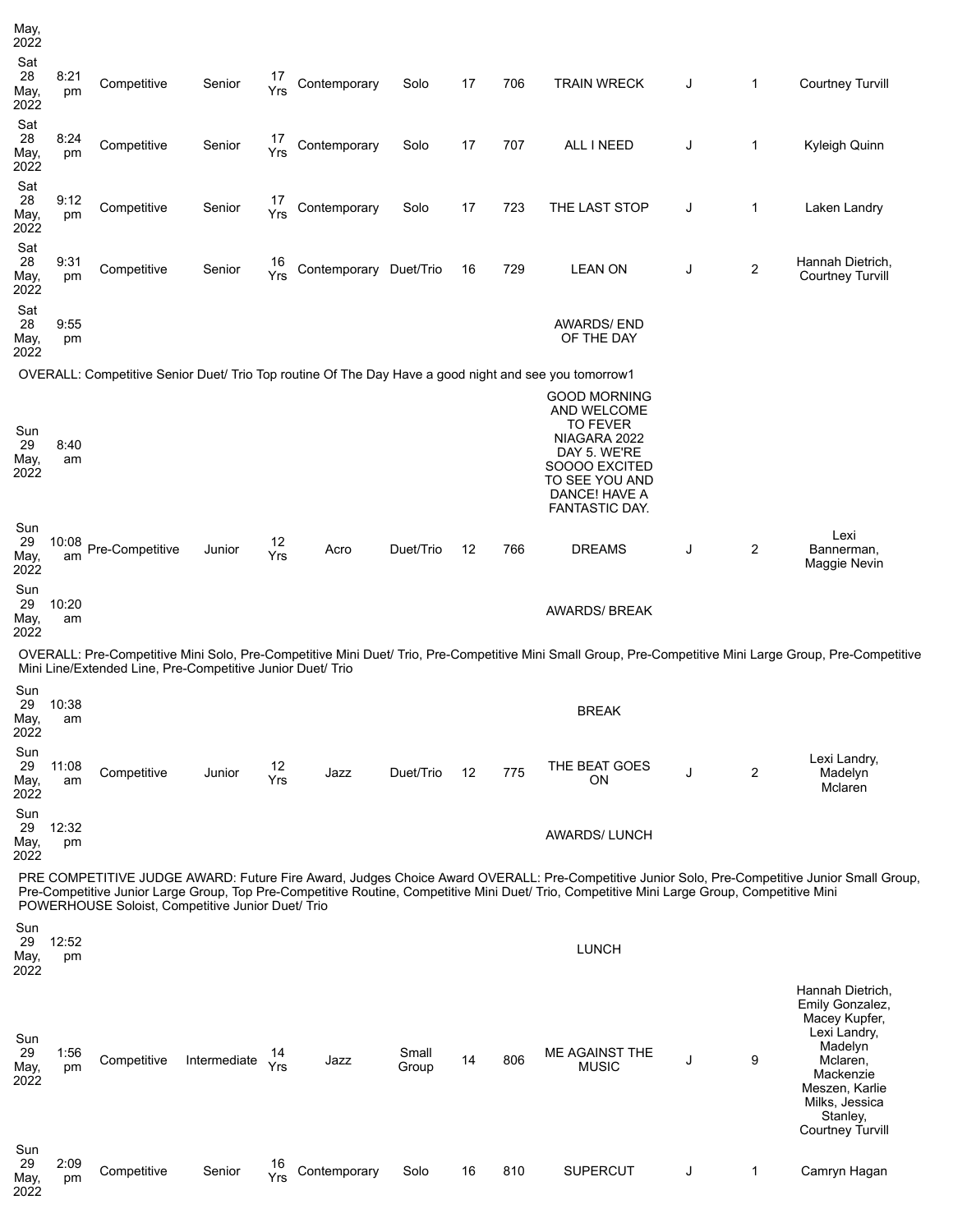| | | | | | | | | | | | | |
|---|---|---|---|---|---|---|---|---|---|---|---|---|
| May, 2022 | | | | | | | | | | | | |
| Sat 28 May, 2022 | 8:21 pm | Competitive | Senior | 17 Yrs | Contemporary | Solo | 17 | 706 | TRAIN WRECK | J | 1 | Courtney Turvill |
| Sat 28 May, 2022 | 8:24 pm | Competitive | Senior | 17 Yrs | Contemporary | Solo | 17 | 707 | ALL I NEED | J | 1 | Kyleigh Quinn |
| Sat 28 May, 2022 | 9:12 pm | Competitive | Senior | 17 Yrs | Contemporary | Solo | 17 | 723 | THE LAST STOP | J | 1 | Laken Landry |
| Sat 28 May, 2022 | 9:31 pm | Competitive | Senior | 16 Yrs | Contemporary | Duet/Trio | 16 | 729 | LEAN ON | J | 2 | Hannah Dietrich, Courtney Turvill |
| Sat 28 May, 2022 | 9:55 pm | | | | | | | | AWARDS/ END OF THE DAY | | | |

OVERALL: Competitive Senior Duet/ Trio Top routine Of The Day Have a good night and see you tomorrow1

| | | | | | | | | | | | | |
|---|---|---|---|---|---|---|---|---|---|---|---|---|
| Sun 29 May, 2022 | 8:40 am | | | | | | | | GOOD MORNING AND WELCOME TO FEVER NIAGARA 2022 DAY 5. WE'RE SOOOO EXCITED TO SEE YOU AND DANCE! HAVE A FANTASTIC DAY. | | | |
| Sun 29 May, 2022 | 10:08 am | Pre-Competitive | Junior | 12 Yrs | Acro | Duet/Trio | 12 | 766 | DREAMS | J | 2 | Lexi Bannerman, Maggie Nevin |
| Sun 29 May, 2022 | 10:20 am | | | | | | | | AWARDS/ BREAK | | | |

OVERALL: Pre-Competitive Mini Solo, Pre-Competitive Mini Duet/ Trio, Pre-Competitive Mini Small Group, Pre-Competitive Mini Large Group, Pre-Competitive Mini Line/Extended Line, Pre-Competitive Junior Duet/ Trio

| | | | | | | | | | | | | |
|---|---|---|---|---|---|---|---|---|---|---|---|---|
| Sun 29 May, 2022 | 10:38 am | | | | | | | | BREAK | | | |
| Sun 29 May, 2022 | 11:08 am | Competitive | Junior | 12 Yrs | Jazz | Duet/Trio | 12 | 775 | THE BEAT GOES ON | J | 2 | Lexi Landry, Madelyn Mclaren |
| Sun 29 May, 2022 | 12:32 pm | | | | | | | | AWARDS/ LUNCH | | | |

PRE COMPETITIVE JUDGE AWARD: Future Fire Award, Judges Choice Award OVERALL: Pre-Competitive Junior Solo, Pre-Competitive Junior Small Group, Pre-Competitive Junior Large Group, Top Pre-Competitive Routine, Competitive Mini Duet/ Trio, Competitive Mini Large Group, Competitive Mini POWERHOUSE Soloist, Competitive Junior Duet/ Trio

| | | | | | | | | | | | | |
|---|---|---|---|---|---|---|---|---|---|---|---|---|
| Sun 29 May, 2022 | 12:52 pm | | | | | | | | LUNCH | | | |
| Sun 29 May, 2022 | 1:56 pm | Competitive | Intermediate | 14 Yrs | Jazz | Small Group | 14 | 806 | ME AGAINST THE MUSIC | J | 9 | Hannah Dietrich, Emily Gonzalez, Macey Kupfer, Lexi Landry, Madelyn Mclaren, Mackenzie Meszen, Karlie Milks, Jessica Stanley, Courtney Turvill |
| Sun 29 May, 2022 | 2:09 pm | Competitive | Senior | 16 Yrs | Contemporary | Solo | 16 | 810 | SUPERCUT | J | 1 | Camryn Hagan |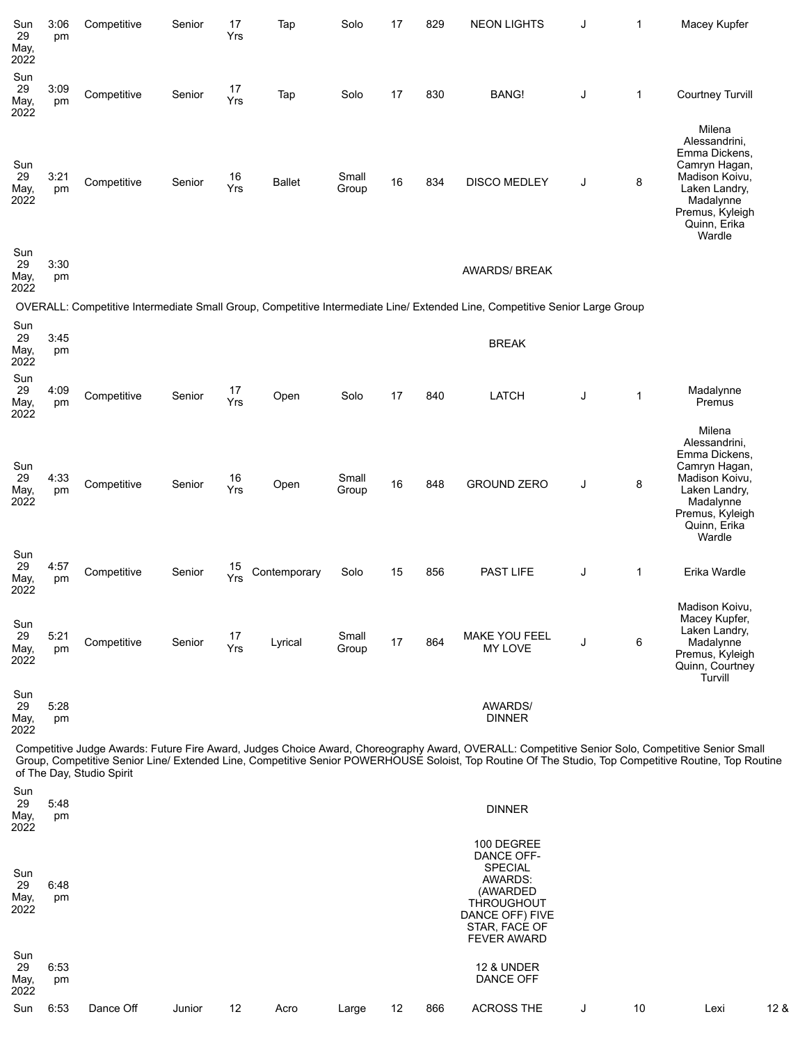| | | | | | | | | | | | | | |
|---|---|---|---|---|---|---|---|---|---|---|---|---|---|
| Sun 29 May, 2022 | 3:06 pm | Competitive | Senior | 17 Yrs | Tap | Solo | 17 | 829 | NEON LIGHTS | J | 1 | Macey Kupfer | |
| Sun 29 May, 2022 | 3:09 pm | Competitive | Senior | 17 Yrs | Tap | Solo | 17 | 830 | BANG! | J | 1 | Courtney Turvill | |
| Sun 29 May, 2022 | 3:21 pm | Competitive | Senior | 16 Yrs | Ballet | Small Group | 16 | 834 | DISCO MEDLEY | J | 8 | Milena Alessandrini, Emma Dickens, Camryn Hagan, Madison Koivu, Laken Landry, Madalynne Premus, Kyleigh Quinn, Erika Wardle | |
| Sun 29 May, 2022 | 3:30 pm | | | | | | | | AWARDS/ BREAK | | | | |
| OVERALL: Competitive Intermediate Small Group, Competitive Intermediate Line/ Extended Line, Competitive Senior Large Group | | | | | | | | | | | | | |
| Sun 29 May, 2022 | 3:45 pm | | | | | | | | BREAK | | | | |
| Sun 29 May, 2022 | 4:09 pm | Competitive | Senior | 17 Yrs | Open | Solo | 17 | 840 | LATCH | J | 1 | Madalynne Premus | |
| Sun 29 May, 2022 | 4:33 pm | Competitive | Senior | 16 Yrs | Open | Small Group | 16 | 848 | GROUND ZERO | J | 8 | Milena Alessandrini, Emma Dickens, Camryn Hagan, Madison Koivu, Laken Landry, Madalynne Premus, Kyleigh Quinn, Erika Wardle | |
| Sun 29 May, 2022 | 4:57 pm | Competitive | Senior | 15 Yrs | Contemporary | Solo | 15 | 856 | PAST LIFE | J | 1 | Erika Wardle | |
| Sun 29 May, 2022 | 5:21 pm | Competitive | Senior | 17 Yrs | Lyrical | Small Group | 17 | 864 | MAKE YOU FEEL MY LOVE | J | 6 | Madison Koivu, Macey Kupfer, Laken Landry, Madalynne Premus, Kyleigh Quinn, Courtney Turvill | |
| Sun 29 May, 2022 | 5:28 pm | | | | | | | | AWARDS/ DINNER | | | | |
| Competitive Judge Awards: Future Fire Award, Judges Choice Award, Choreography Award, OVERALL: Competitive Senior Solo, Competitive Senior Small Group, Competitive Senior Line/ Extended Line, Competitive Senior POWERHOUSE Soloist, Top Routine Of The Studio, Top Competitive Routine, Top Routine of The Day, Studio Spirit | | | | | | | | | | | | | |
| Sun 29 May, 2022 | 5:48 pm | | | | | | | | DINNER | | | | |
| Sun 29 May, 2022 | 6:48 pm | | | | | | | | 100 DEGREE DANCE OFF- SPECIAL AWARDS: (AWARDED THROUGHOUT DANCE OFF) FIVE STAR, FACE OF FEVER AWARD | | | | |
| Sun 29 May, 2022 | 6:53 pm | | | | | | | | 12 & UNDER DANCE OFF | | | | |
| Sun | 6:53 | Dance Off | Junior | 12 | Acro | Large | 12 | 866 | ACROSS THE | J | 10 | Lexi | 12 & |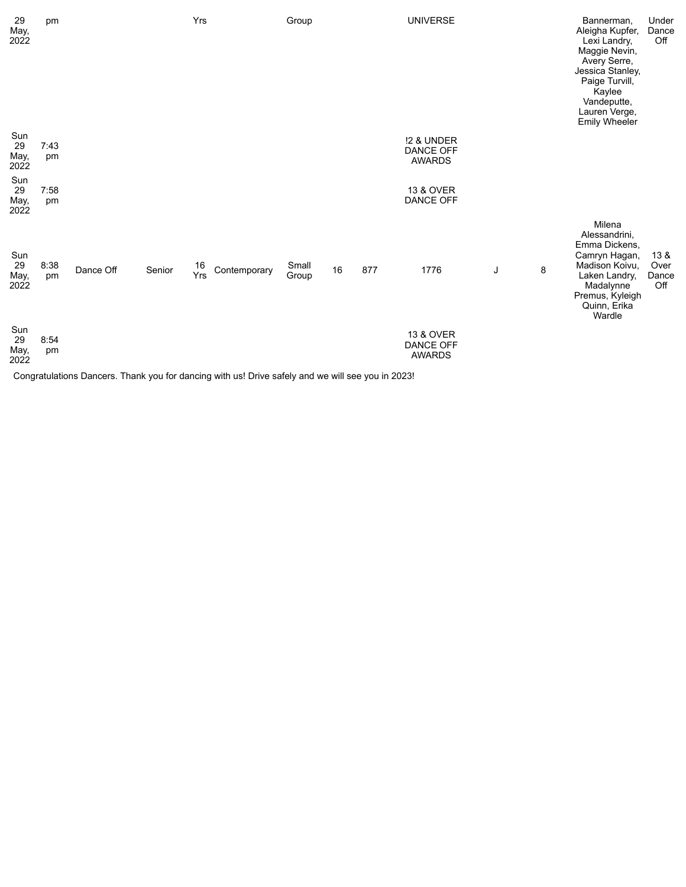| | | | | | | | | | | | | | |
|---|---|---|---|---|---|---|---|---|---|---|---|---|---|
| 29 May, 2022 | pm | | | Yrs | | Group | | | UNIVERSE | | | Bannerman, Aleigha Kupfer, Lexi Landry, Maggie Nevin, Avery Serre, Jessica Stanley, Paige Turvill, Kaylee Vandeputte, Lauren Verge, Emily Wheeler | Under Dance Off |
| Sun 29 May, 2022 | 7:43 pm | | | | | | | | !2 & UNDER DANCE OFF AWARDS | | | | |
| Sun 29 May, 2022 | 7:58 pm | | | | | | | | 13 & OVER DANCE OFF | | | | |
| Sun 29 May, 2022 | 8:38 pm | Dance Off | Senior | 16 Yrs | Contemporary | Small Group | 16 | 877 | 1776 | J | 8 | Milena Alessandrini, Emma Dickens, Camryn Hagan, Madison Koivu, Laken Landry, Madalynne Premus, Kyleigh Quinn, Erika Wardle | 13 & Over Dance Off |
| Sun 29 May, 2022 | 8:54 pm | | | | | | | | 13 & OVER DANCE OFF AWARDS | | | | |

Congratulations Dancers. Thank you for dancing with us! Drive safely and we will see you in 2023!